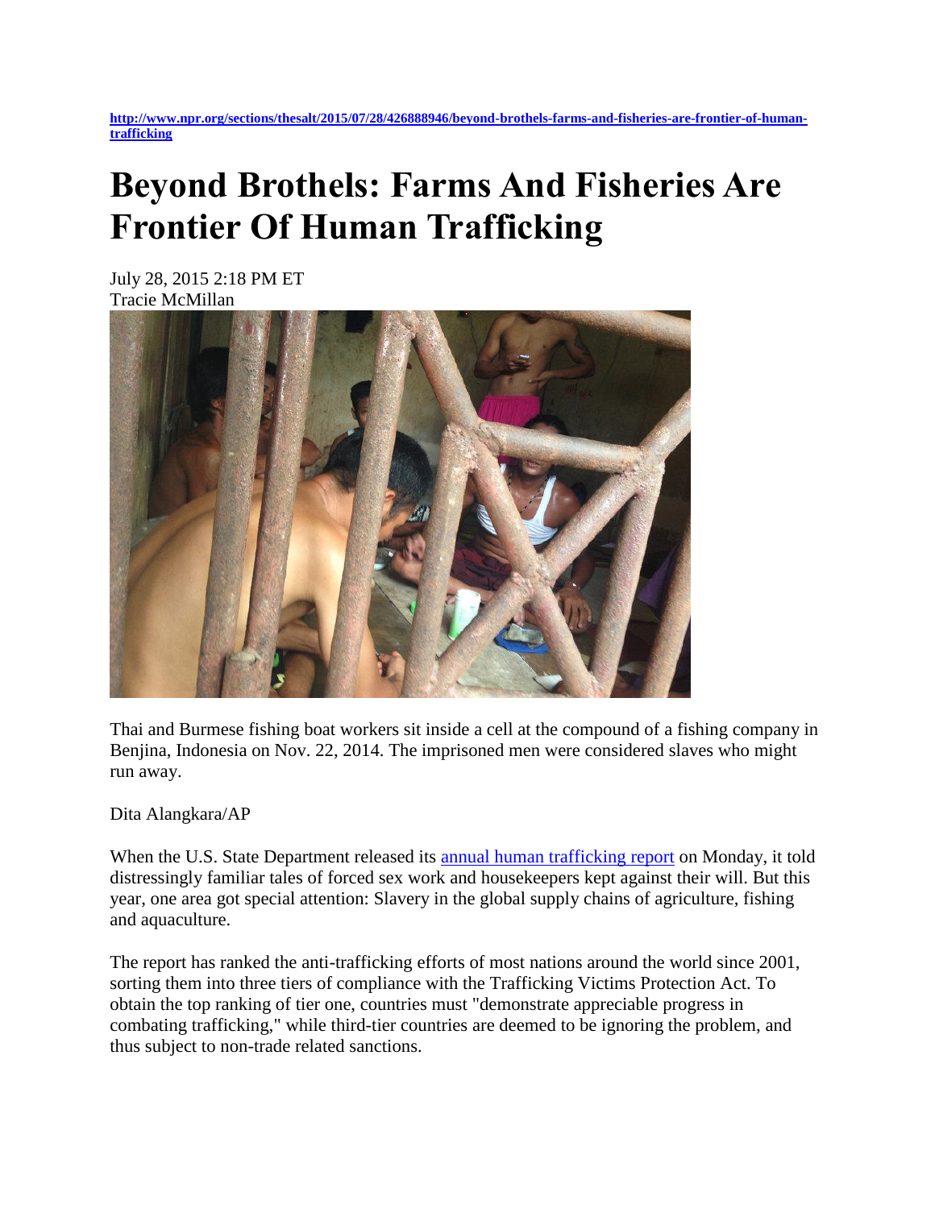http://www.npr.org/sections/thesalt/2015/07/28/426888946/beyond-brothels-farms-and-fisheries-are-frontier-of-human-trafficking

# Beyond Brothels: Farms And Fisheries Are Frontier Of Human Trafficking

July 28, 2015 2:18 PM ET
Tracie McMillan

Thai and Burmese fishing boat workers sit inside a cell at the compound of a fishing company in Benjina, Indonesia on Nov. 22, 2014. The imprisoned men were considered slaves who might run away.

Dita Alangkara/AP

When the U.S. State Department released its annual human trafficking report on Monday, it told distressingly familiar tales of forced sex work and housekeepers kept against their will. But this year, one area got special attention: Slavery in the global supply chains of agriculture, fishing and aquaculture.

The report has ranked the anti-trafficking efforts of most nations around the world since 2001, sorting them into three tiers of compliance with the Trafficking Victims Protection Act. To obtain the top ranking of tier one, countries must "demonstrate appreciable progress in combating trafficking," while third-tier countries are deemed to be ignoring the problem, and thus subject to non-trade related sanctions.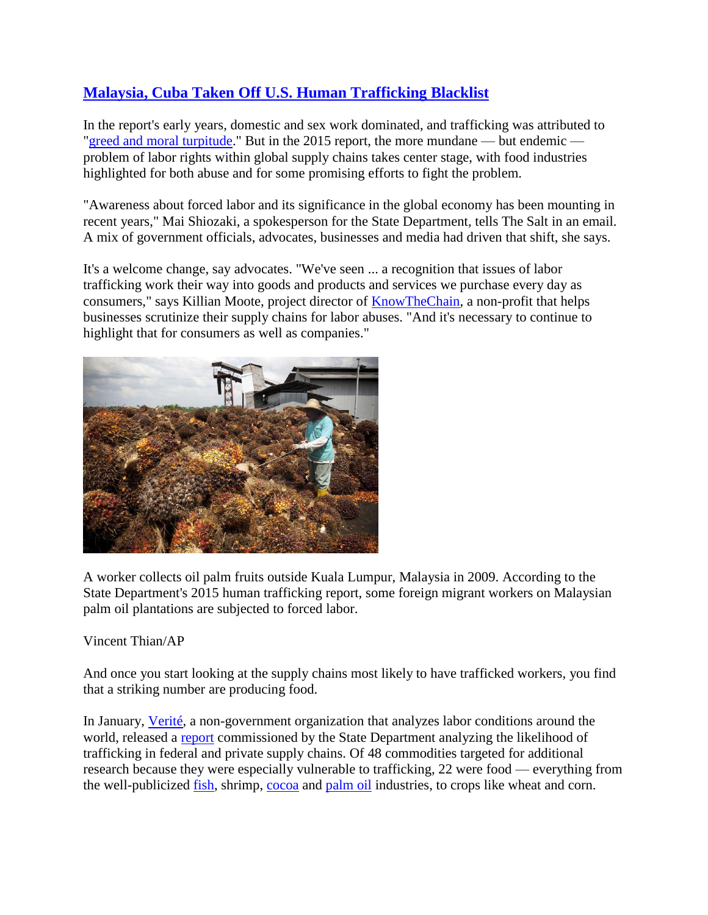## Malaysia, Cuba Taken Off U.S. Human Trafficking Blacklist

In the report's early years, domestic and sex work dominated, and trafficking was attributed to "greed and moral turpitude." But in the 2015 report, the more mundane — but endemic — problem of labor rights within global supply chains takes center stage, with food industries highlighted for both abuse and for some promising efforts to fight the problem.

"Awareness about forced labor and its significance in the global economy has been mounting in recent years," Mai Shiozaki, a spokesperson for the State Department, tells The Salt in an email. A mix of government officials, advocates, businesses and media had driven that shift, she says.

It's a welcome change, say advocates. "We've seen ... a recognition that issues of labor trafficking work their way into goods and products and services we purchase every day as consumers," says Killian Moote, project director of KnowTheChain, a non-profit that helps businesses scrutinize their supply chains for labor abuses. "And it's necessary to continue to highlight that for consumers as well as companies."

A worker collects oil palm fruits outside Kuala Lumpur, Malaysia in 2009. According to the State Department's 2015 human trafficking report, some foreign migrant workers on Malaysian palm oil plantations are subjected to forced labor.

Vincent Thian/AP

And once you start looking at the supply chains most likely to have trafficked workers, you find that a striking number are producing food.

In January, Verité, a non-government organization that analyzes labor conditions around the world, released a report commissioned by the State Department analyzing the likelihood of trafficking in federal and private supply chains. Of 48 commodities targeted for additional research because they were especially vulnerable to trafficking, 22 were food — everything from the well-publicized fish, shrimp, cocoa and palm oil industries, to crops like wheat and corn.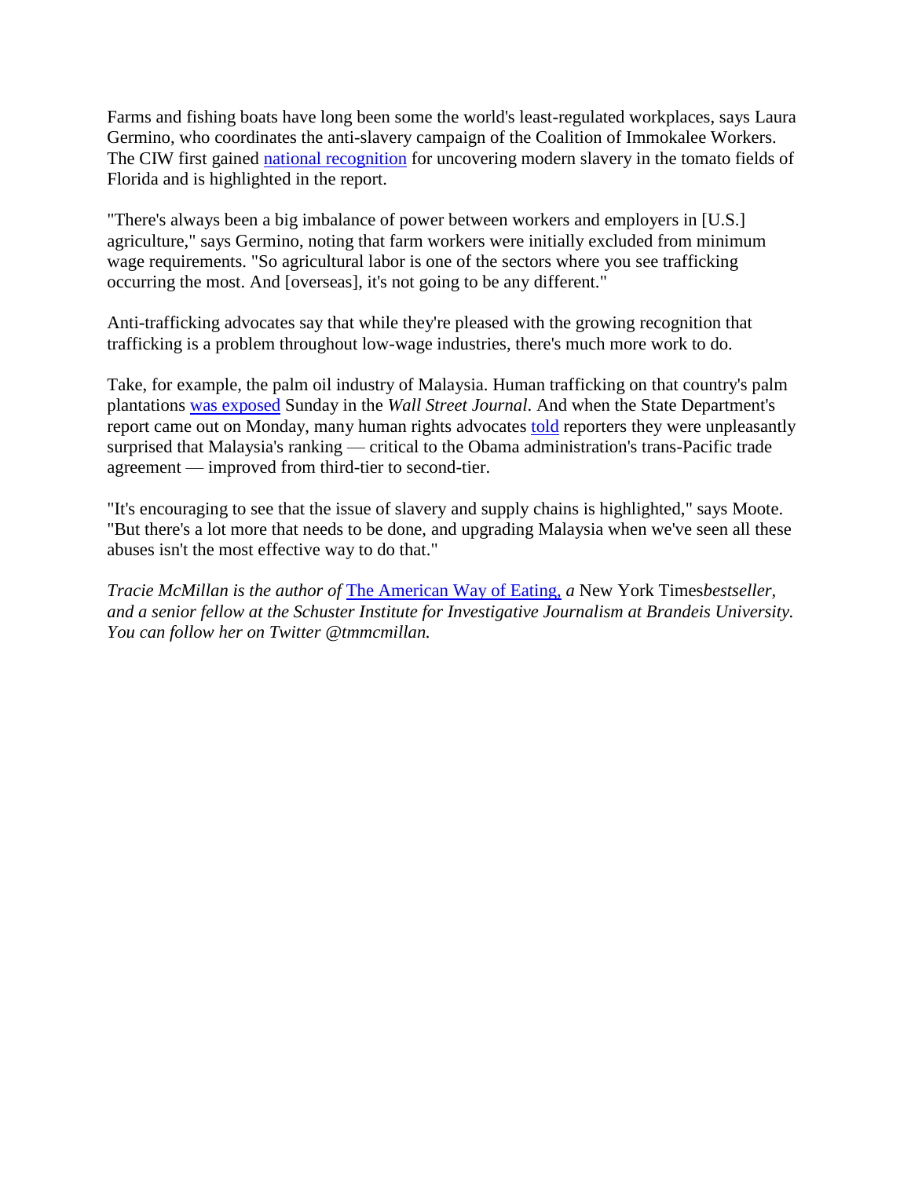Farms and fishing boats have long been some the world's least-regulated workplaces, says Laura Germino, who coordinates the anti-slavery campaign of the Coalition of Immokalee Workers. The CIW first gained national recognition for uncovering modern slavery in the tomato fields of Florida and is highlighted in the report.

"There's always been a big imbalance of power between workers and employers in [U.S.] agriculture," says Germino, noting that farm workers were initially excluded from minimum wage requirements. "So agricultural labor is one of the sectors where you see trafficking occurring the most. And [overseas], it's not going to be any different."

Anti-trafficking advocates say that while they're pleased with the growing recognition that trafficking is a problem throughout low-wage industries, there's much more work to do.

Take, for example, the palm oil industry of Malaysia. Human trafficking on that country's palm plantations was exposed Sunday in the *Wall Street Journal*. And when the State Department's report came out on Monday, many human rights advocates told reporters they were unpleasantly surprised that Malaysia's ranking — critical to the Obama administration's trans-Pacific trade agreement — improved from third-tier to second-tier.

"It's encouraging to see that the issue of slavery and supply chains is highlighted," says Moote. "But there's a lot more that needs to be done, and upgrading Malaysia when we've seen all these abuses isn't the most effective way to do that."

*Tracie McMillan is the author of* The American Way of Eating, *a* New York Times*bestseller, and a senior fellow at the Schuster Institute for Investigative Journalism at Brandeis University. You can follow her on Twitter @tmmcmillan.*